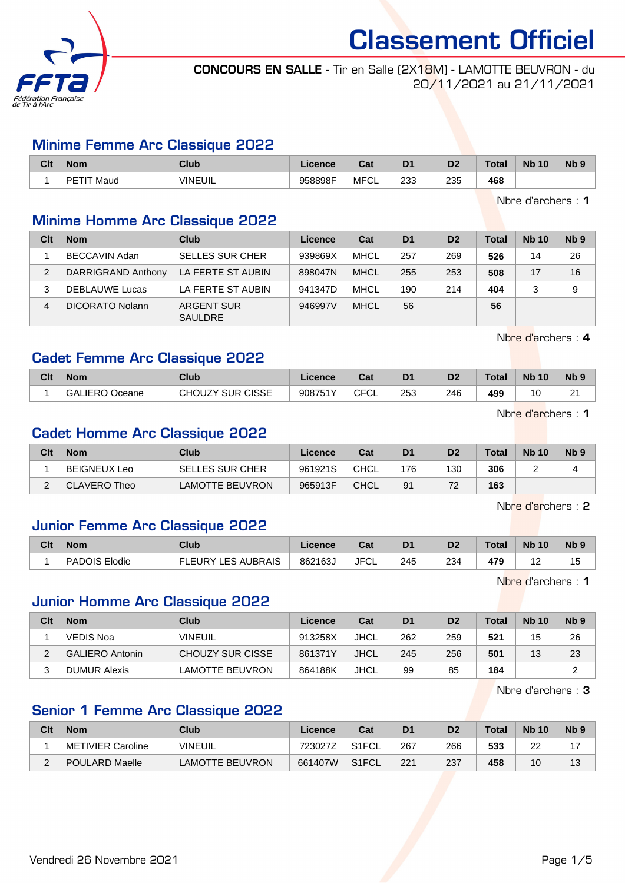# Classement Officiel

**CONCOURS EN SALLE** - Tir en Salle (2X18M) - LAMOTTE BEUVRON - du 20/11/2021 au 21/11/2021

## Minime Femme Arc Classique 2022

| Clt | Nom | Club | Licence | Cat | D1 | D2 | Total | Nb 10 | Nb 9 |
|---|---|---|---|---|---|---|---|---|---|
| 1 | PETIT Maud | VINEUIL | 958898F | MFCL | 233 | 235 | **468** | | |

Nbre d'archers : **1**

## Minime Homme Arc Classique 2022

| Clt | Nom | Club | Licence | Cat | D1 | D2 | Total | Nb 10 | Nb 9 |
|---|---|---|---|---|---|---|---|---|---|
| 1 | BECCAVIN Adan | SELLES SUR CHER | 939869X | MHCL | 257 | 269 | **526** | 14 | 26 |
| 2 | DARRIGRAND Anthony | LA FERTE ST AUBIN | 898047N | MHCL | 255 | 253 | **508** | 17 | 16 |
| 3 | DEBLAUWE Lucas | LA FERTE ST AUBIN | 941347D | MHCL | 190 | 214 | **404** | 3 | 9 |
| 4 | DICORATO Nolann | ARGENT SUR SAULDRE | 946997V | MHCL | 56 | | **56** | | |

Nbre d'archers : **4**

## Cadet Femme Arc Classique 2022

| Clt | Nom | Club | Licence | Cat | D1 | D2 | Total | Nb 10 | Nb 9 |
|---|---|---|---|---|---|---|---|---|---|
| 1 | GALIERO Oceane | CHOUZY SUR CISSE | 908751Y | CFCL | 253 | 246 | **499** | 10 | 21 |

Nbre d'archers : **1**

## Cadet Homme Arc Classique 2022

| Clt | Nom | Club | Licence | Cat | D1 | D2 | Total | Nb 10 | Nb 9 |
|---|---|---|---|---|---|---|---|---|---|
| 1 | BEIGNEUX Leo | SELLES SUR CHER | 961921S | CHCL | 176 | 130 | **306** | 2 | 4 |
| 2 | CLAVERO Theo | LAMOTTE BEUVRON | 965913F | CHCL | 91 | 72 | **163** | | |

Nbre d'archers : **2**

## Junior Femme Arc Classique 2022

| Clt | Nom | Club | Licence | Cat | D1 | D2 | Total | Nb 10 | Nb 9 |
|---|---|---|---|---|---|---|---|---|---|
| 1 | PADOIS Elodie | FLEURY LES AUBRAIS | 862163J | JFCL | 245 | 234 | **479** | 12 | 15 |

Nbre d'archers : **1**

## Junior Homme Arc Classique 2022

| Clt | Nom | Club | Licence | Cat | D1 | D2 | Total | Nb 10 | Nb 9 |
|---|---|---|---|---|---|---|---|---|---|
| 1 | VEDIS Noa | VINEUIL | 913258X | JHCL | 262 | 259 | **521** | 15 | 26 |
| 2 | GALIERO Antonin | CHOUZY SUR CISSE | 861371Y | JHCL | 245 | 256 | **501** | 13 | 23 |
| 3 | DUMUR Alexis | LAMOTTE BEUVRON | 864188K | JHCL | 99 | 85 | **184** | | 2 |

Nbre d'archers : **3**

## Senior 1 Femme Arc Classique 2022

| Clt | Nom | Club | Licence | Cat | D1 | D2 | Total | Nb 10 | Nb 9 |
|---|---|---|---|---|---|---|---|---|---|
| 1 | METIVIER Caroline | VINEUIL | 723027Z | S1FCL | 267 | 266 | **533** | 22 | 17 |
| 2 | POULARD Maelle | LAMOTTE BEUVRON | 661407W | S1FCL | 221 | 237 | **458** | 10 | 13 |

Vendredi 26 Novembre 2021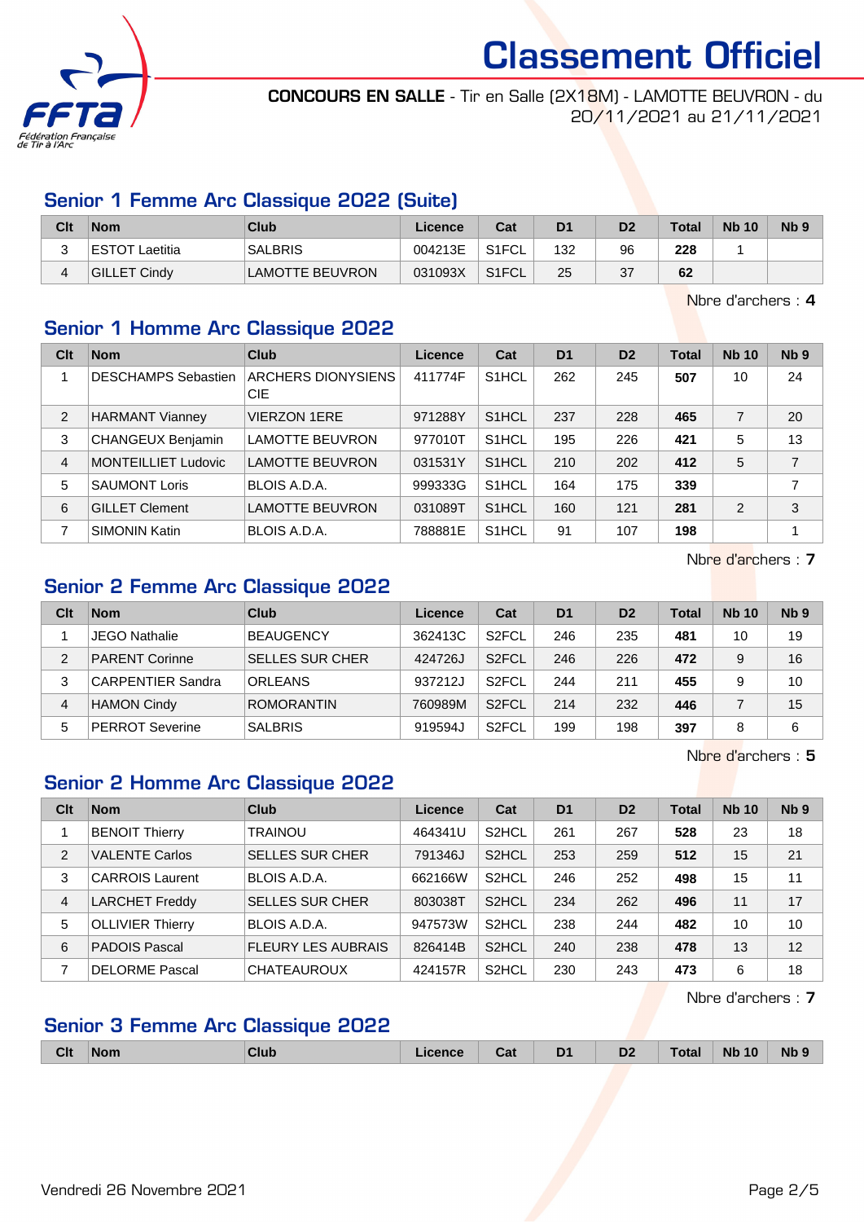# Classement Officiel

**CONCOURS EN SALLE** - Tir en Salle (2X18M) - LAMOTTE BEUVRON - du 20/11/2021 au 21/11/2021

## Senior 1 Femme Arc Classique 2022 (Suite)

| Clt | Nom | Club | Licence | Cat | D1 | D2 | Total | Nb 10 | Nb 9 |
|---|---|---|---|---|---|---|---|---|---|
| 3 | ESTOT Laetitia | SALBRIS | 004213E | S1FCL | 132 | 96 | **228** | 1 | |
| 4 | GILLET Cindy | LAMOTTE BEUVRON | 031093X | S1FCL | 25 | 37 | **62** | | |

Nbre d'archers : **4**

## Senior 1 Homme Arc Classique 2022

| Clt | Nom | Club | Licence | Cat | D1 | D2 | Total | Nb 10 | Nb 9 |
|---|---|---|---|---|---|---|---|---|---|
| 1 | DESCHAMPS Sebastien | ARCHERS DIONYSIENS CIE | 411774F | S1HCL | 262 | 245 | **507** | 10 | 24 |
| 2 | HARMANT Vianney | VIERZON 1ERE | 971288Y | S1HCL | 237 | 228 | **465** | 7 | 20 |
| 3 | CHANGEUX Benjamin | LAMOTTE BEUVRON | 977010T | S1HCL | 195 | 226 | **421** | 5 | 13 |
| 4 | MONTEILLIET Ludovic | LAMOTTE BEUVRON | 031531Y | S1HCL | 210 | 202 | **412** | 5 | 7 |
| 5 | SAUMONT Loris | BLOIS A.D.A. | 999333G | S1HCL | 164 | 175 | **339** | | 7 |
| 6 | GILLET Clement | LAMOTTE BEUVRON | 031089T | S1HCL | 160 | 121 | **281** | 2 | 3 |
| 7 | SIMONIN Katin | BLOIS A.D.A. | 788881E | S1HCL | 91 | 107 | **198** | | 1 |

Nbre d'archers : **7**

## Senior 2 Femme Arc Classique 2022

| Clt | Nom | Club | Licence | Cat | D1 | D2 | Total | Nb 10 | Nb 9 |
|---|---|---|---|---|---|---|---|---|---|
| 1 | JEGO Nathalie | BEAUGENCY | 362413C | S2FCL | 246 | 235 | **481** | 10 | 19 |
| 2 | PARENT Corinne | SELLES SUR CHER | 424726J | S2FCL | 246 | 226 | **472** | 9 | 16 |
| 3 | CARPENTIER Sandra | ORLEANS | 937212J | S2FCL | 244 | 211 | **455** | 9 | 10 |
| 4 | HAMON Cindy | ROMORANTIN | 760989M | S2FCL | 214 | 232 | **446** | 7 | 15 |
| 5 | PERROT Severine | SALBRIS | 919594J | S2FCL | 199 | 198 | **397** | 8 | 6 |

Nbre d'archers : **5**

## Senior 2 Homme Arc Classique 2022

| Clt | Nom | Club | Licence | Cat | D1 | D2 | Total | Nb 10 | Nb 9 |
|---|---|---|---|---|---|---|---|---|---|
| 1 | BENOIT Thierry | TRAINOU | 464341U | S2HCL | 261 | 267 | **528** | 23 | 18 |
| 2 | VALENTE Carlos | SELLES SUR CHER | 791346J | S2HCL | 253 | 259 | **512** | 15 | 21 |
| 3 | CARROIS Laurent | BLOIS A.D.A. | 662166W | S2HCL | 246 | 252 | **498** | 15 | 11 |
| 4 | LARCHET Freddy | SELLES SUR CHER | 803038T | S2HCL | 234 | 262 | **496** | 11 | 17 |
| 5 | OLLIVIER Thierry | BLOIS A.D.A. | 947573W | S2HCL | 238 | 244 | **482** | 10 | 10 |
| 6 | PADOIS Pascal | FLEURY LES AUBRAIS | 826414B | S2HCL | 240 | 238 | **478** | 13 | 12 |
| 7 | DELORME Pascal | CHATEAUROUX | 424157R | S2HCL | 230 | 243 | **473** | 6 | 18 |

Nbre d'archers : **7**

## Senior 3 Femme Arc Classique 2022

| Clt | Nom | Club | Licence | Cat | D1 | D2 | Total | Nb 10 | Nb 9 |
|---|---|---|---|---|---|---|---|---|---|

Vendredi 26 Novembre 2021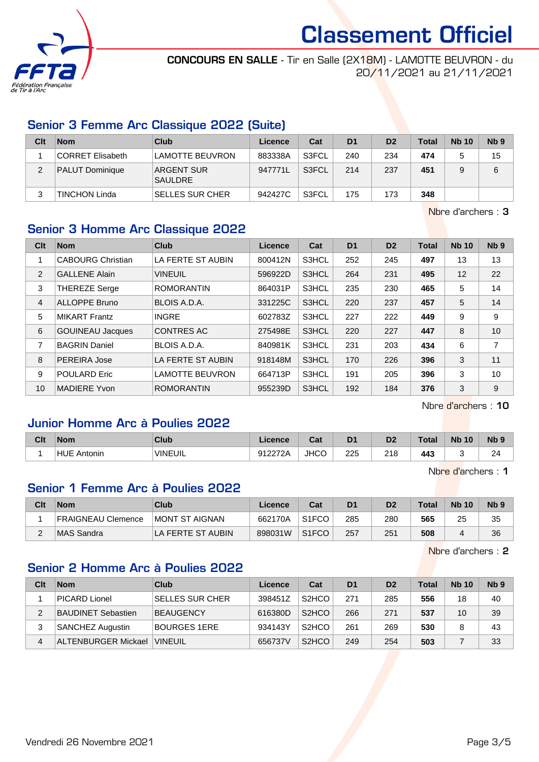# Classement Officiel

**CONCOURS EN SALLE** - Tir en Salle (2X18M) - LAMOTTE BEUVRON - du 20/11/2021 au 21/11/2021

## Senior 3 Femme Arc Classique 2022 (Suite)

| Clt | Nom | Club | Licence | Cat | D1 | D2 | Total | Nb 10 | Nb 9 |
|---|---|---|---|---|---|---|---|---|---|
| 1 | CORRET Elisabeth | LAMOTTE BEUVRON | 883338A | S3FCL | 240 | 234 | **474** | 5 | 15 |
| 2 | PALUT Dominique | ARGENT SUR SAULDRE | 947771L | S3FCL | 214 | 237 | **451** | 9 | 6 |
| 3 | TINCHON Linda | SELLES SUR CHER | 942427C | S3FCL | 175 | 173 | **348** | | |

Nbre d'archers : **3**

## Senior 3 Homme Arc Classique 2022

| Clt | Nom | Club | Licence | Cat | D1 | D2 | Total | Nb 10 | Nb 9 |
|---|---|---|---|---|---|---|---|---|---|
| 1 | CABOURG Christian | LA FERTE ST AUBIN | 800412N | S3HCL | 252 | 245 | **497** | 13 | 13 |
| 2 | GALLENE Alain | VINEUIL | 596922D | S3HCL | 264 | 231 | **495** | 12 | 22 |
| 3 | THEREZE Serge | ROMORANTIN | 864031P | S3HCL | 235 | 230 | **465** | 5 | 14 |
| 4 | ALLOPPE Bruno | BLOIS A.D.A. | 331225C | S3HCL | 220 | 237 | **457** | 5 | 14 |
| 5 | MIKART Frantz | INGRE | 602783Z | S3HCL | 227 | 222 | **449** | 9 | 9 |
| 6 | GOUINEAU Jacques | CONTRES AC | 275498E | S3HCL | 220 | 227 | **447** | 8 | 10 |
| 7 | BAGRIN Daniel | BLOIS A.D.A. | 840981K | S3HCL | 231 | 203 | **434** | 6 | 7 |
| 8 | PEREIRA Jose | LA FERTE ST AUBIN | 918148M | S3HCL | 170 | 226 | **396** | 3 | 11 |
| 9 | POULARD Eric | LAMOTTE BEUVRON | 664713P | S3HCL | 191 | 205 | **396** | 3 | 10 |
| 10 | MADIERE Yvon | ROMORANTIN | 955239D | S3HCL | 192 | 184 | **376** | 3 | 9 |

Nbre d'archers : **10**

## Junior Homme Arc à Poulies 2022

| Clt | Nom | Club | Licence | Cat | D1 | D2 | Total | Nb 10 | Nb 9 |
|---|---|---|---|---|---|---|---|---|---|
| 1 | HUE Antonin | VINEUIL | 912272A | JHCO | 225 | 218 | **443** | 3 | 24 |

Nbre d'archers : **1**

## Senior 1 Femme Arc à Poulies 2022

| Clt | Nom | Club | Licence | Cat | D1 | D2 | Total | Nb 10 | Nb 9 |
|---|---|---|---|---|---|---|---|---|---|
| 1 | FRAIGNEAU Clemence | MONT ST AIGNAN | 662170A | S1FCO | 285 | 280 | **565** | 25 | 35 |
| 2 | MAS Sandra | LA FERTE ST AUBIN | 898031W | S1FCO | 257 | 251 | **508** | 4 | 36 |

Nbre d'archers : **2**

## Senior 2 Homme Arc à Poulies 2022

| Clt | Nom | Club | Licence | Cat | D1 | D2 | Total | Nb 10 | Nb 9 |
|---|---|---|---|---|---|---|---|---|---|
| 1 | PICARD Lionel | SELLES SUR CHER | 398451Z | S2HCO | 271 | 285 | **556** | 18 | 40 |
| 2 | BAUDINET Sebastien | BEAUGENCY | 616380D | S2HCO | 266 | 271 | **537** | 10 | 39 |
| 3 | SANCHEZ Augustin | BOURGES 1ERE | 934143Y | S2HCO | 261 | 269 | **530** | 8 | 43 |
| 4 | ALTENBURGER Mickael | VINEUIL | 656737V | S2HCO | 249 | 254 | **503** | 7 | 33 |

Vendredi 26 Novembre 2021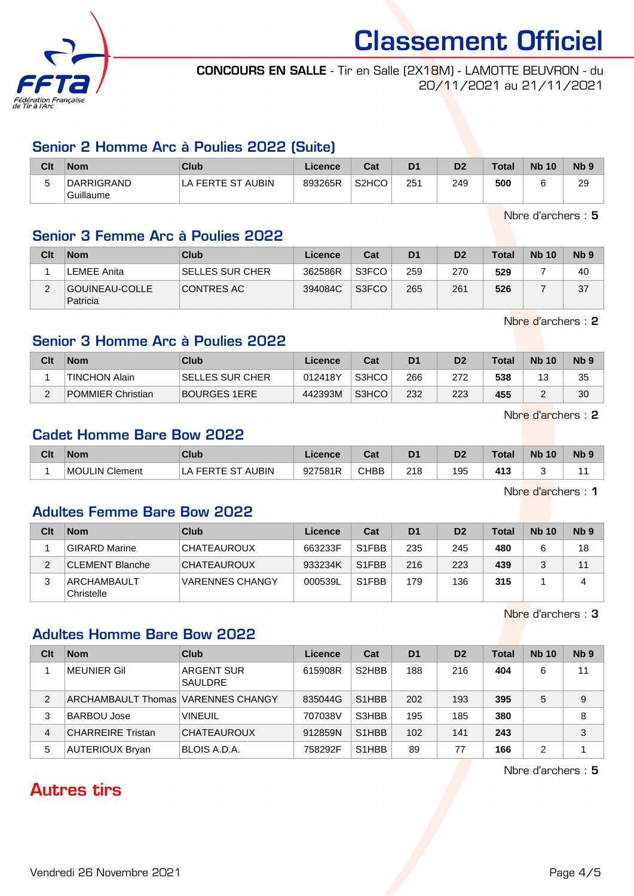# Classement Officiel

**CONCOURS EN SALLE** - Tir en Salle (2X18M) - LAMOTTE BEUVRON - du 20/11/2021 au 21/11/2021

## Senior 2 Homme Arc à Poulies 2022 (Suite)

| Clt | Nom | Club | Licence | Cat | D1 | D2 | Total | Nb 10 | Nb 9 |
|---|---|---|---|---|---|---|---|---|---|
| 5 | DARRIGRAND Guillaume | LA FERTE ST AUBIN | 893265R | S2HCO | 251 | 249 | **500** | 6 | 29 |

Nbre d'archers : **5**

## Senior 3 Femme Arc à Poulies 2022

| Clt | Nom | Club | Licence | Cat | D1 | D2 | Total | Nb 10 | Nb 9 |
|---|---|---|---|---|---|---|---|---|---|
| 1 | LEMEE Anita | SELLES SUR CHER | 362586R | S3FCO | 259 | 270 | **529** | 7 | 40 |
| 2 | GOUINEAU-COLLE Patricia | CONTRES AC | 394084C | S3FCO | 265 | 261 | **526** | 7 | 37 |

Nbre d'archers : **2**

## Senior 3 Homme Arc à Poulies 2022

| Clt | Nom | Club | Licence | Cat | D1 | D2 | Total | Nb 10 | Nb 9 |
|---|---|---|---|---|---|---|---|---|---|
| 1 | TINCHON Alain | SELLES SUR CHER | 012418Y | S3HCO | 266 | 272 | **538** | 13 | 35 |
| 2 | POMMIER Christian | BOURGES 1ERE | 442393M | S3HCO | 232 | 223 | **455** | 2 | 30 |

Nbre d'archers : **2**

## Cadet Homme Bare Bow 2022

| Clt | Nom | Club | Licence | Cat | D1 | D2 | Total | Nb 10 | Nb 9 |
|---|---|---|---|---|---|---|---|---|---|
| 1 | MOULIN Clement | LA FERTE ST AUBIN | 927581R | CHBB | 218 | 195 | **413** | 3 | 11 |

Nbre d'archers : **1**

## Adultes Femme Bare Bow 2022

| Clt | Nom | Club | Licence | Cat | D1 | D2 | Total | Nb 10 | Nb 9 |
|---|---|---|---|---|---|---|---|---|---|
| 1 | GIRARD Marine | CHATEAUROUX | 663233F | S1FBB | 235 | 245 | **480** | 6 | 18 |
| 2 | CLEMENT Blanche | CHATEAUROUX | 933234K | S1FBB | 216 | 223 | **439** | 3 | 11 |
| 3 | ARCHAMBAULT Christelle | VARENNES CHANGY | 000539L | S1FBB | 179 | 136 | **315** | 1 | 4 |

Nbre d'archers : **3**

## Adultes Homme Bare Bow 2022

| Clt | Nom | Club | Licence | Cat | D1 | D2 | Total | Nb 10 | Nb 9 |
|---|---|---|---|---|---|---|---|---|---|
| 1 | MEUNIER Gil | ARGENT SUR SAULDRE | 615908R | S2HBB | 188 | 216 | **404** | 6 | 11 |
| 2 | ARCHAMBAULT Thomas | VARENNES CHANGY | 835044G | S1HBB | 202 | 193 | **395** | 5 | 9 |
| 3 | BARBOU Jose | VINEUIL | 707038V | S3HBB | 195 | 185 | **380** | | 8 |
| 4 | CHARREIRE Tristan | CHATEAUROUX | 912859N | S1HBB | 102 | 141 | **243** | | 3 |
| 5 | AUTERIOUX Bryan | BLOIS A.D.A. | 758292F | S1HBB | 89 | 77 | **166** | 2 | 1 |

Nbre d'archers : **5**

# Autres tirs

Vendredi 26 Novembre 2021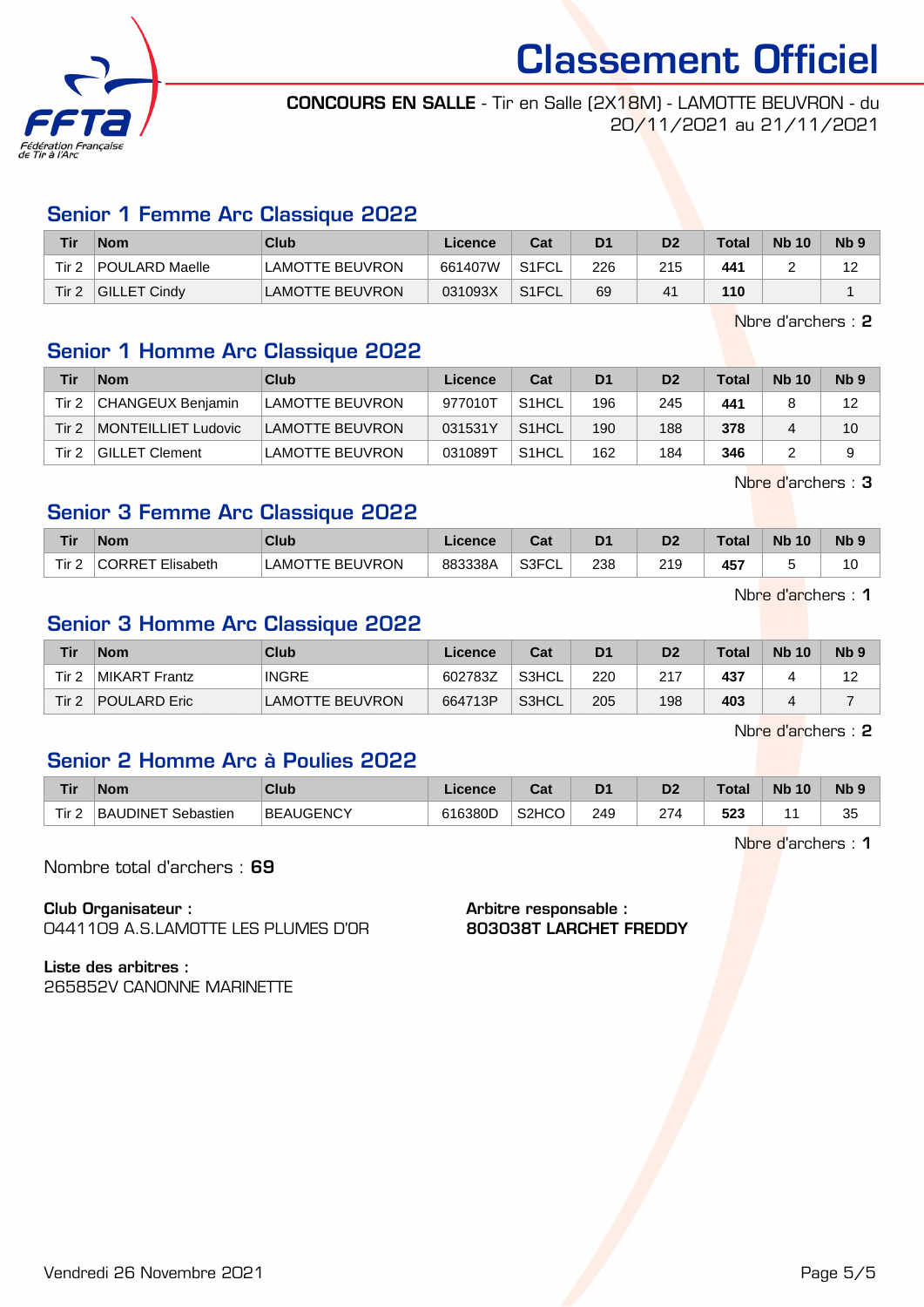# Classement Officiel

**CONCOURS EN SALLE** - Tir en Salle (2X18M) - LAMOTTE BEUVRON - du 20/11/2021 au 21/11/2021

## Senior 1 Femme Arc Classique 2022

| Tir | Nom | Club | Licence | Cat | D1 | D2 | Total | Nb 10 | Nb 9 |
|---|---|---|---|---|---|---|---|---|---|
| Tir 2 | POULARD Maelle | LAMOTTE BEUVRON | 661407W | S1FCL | 226 | 215 | **441** | 2 | 12 |
| Tir 2 | GILLET Cindy | LAMOTTE BEUVRON | 031093X | S1FCL | 69 | 41 | **110** | | 1 |

Nbre d'archers : **2**

## Senior 1 Homme Arc Classique 2022

| Tir | Nom | Club | Licence | Cat | D1 | D2 | Total | Nb 10 | Nb 9 |
|---|---|---|---|---|---|---|---|---|---|
| Tir 2 | CHANGEUX Benjamin | LAMOTTE BEUVRON | 977010T | S1HCL | 196 | 245 | **441** | 8 | 12 |
| Tir 2 | MONTEILLIET Ludovic | LAMOTTE BEUVRON | 031531Y | S1HCL | 190 | 188 | **378** | 4 | 10 |
| Tir 2 | GILLET Clement | LAMOTTE BEUVRON | 031089T | S1HCL | 162 | 184 | **346** | 2 | 9 |

Nbre d'archers : **3**

## Senior 3 Femme Arc Classique 2022

| Tir | Nom | Club | Licence | Cat | D1 | D2 | Total | Nb 10 | Nb 9 |
|---|---|---|---|---|---|---|---|---|---|
| Tir 2 | CORRET Elisabeth | LAMOTTE BEUVRON | 883338A | S3FCL | 238 | 219 | **457** | 5 | 10 |

Nbre d'archers : **1**

## Senior 3 Homme Arc Classique 2022

| Tir | Nom | Club | Licence | Cat | D1 | D2 | Total | Nb 10 | Nb 9 |
|---|---|---|---|---|---|---|---|---|---|
| Tir 2 | MIKART Frantz | INGRE | 602783Z | S3HCL | 220 | 217 | **437** | 4 | 12 |
| Tir 2 | POULARD Eric | LAMOTTE BEUVRON | 664713P | S3HCL | 205 | 198 | **403** | 4 | 7 |

Nbre d'archers : **2**

## Senior 2 Homme Arc à Poulies 2022

| Tir | Nom | Club | Licence | Cat | D1 | D2 | Total | Nb 10 | Nb 9 |
|---|---|---|---|---|---|---|---|---|---|
| Tir 2 | BAUDINET Sebastien | BEAUGENCY | 616380D | S2HCO | 249 | 274 | **523** | 11 | 35 |

Nbre d'archers : **1**

Nombre total d'archers : **69**

**Club Organisateur :**
0441109 A.S.LAMOTTE LES PLUMES D'OR

**Arbitre responsable :**
**803038T LARCHET FREDDY**

**Liste des arbitres :**
265852V CANONNE MARINETTE

Vendredi 26 Novembre 2021